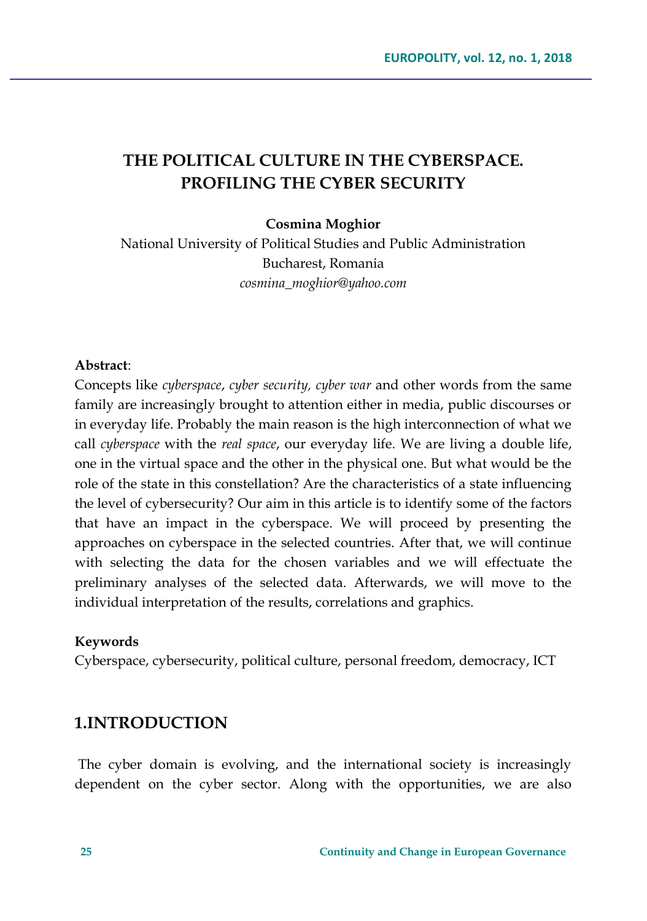# THE POLITICAL CULTURE IN THE CYBERSPACE. PROFILING THE CYBER SECURITY

**Cosmina Moghior**

National University of Political Studies and Public Administration
Bucharest, Romania
*cosmina_moghior@yahoo.com*

**Abstract**:

Concepts like *cyberspace*, *cyber security, cyber war* and other words from the same family are increasingly brought to attention either in media, public discourses or in everyday life. Probably the main reason is the high interconnection of what we call *cyberspace* with the *real space*, our everyday life. We are living a double life, one in the virtual space and the other in the physical one. But what would be the role of the state in this constellation? Are the characteristics of a state influencing the level of cybersecurity? Our aim in this article is to identify some of the factors that have an impact in the cyberspace. We will proceed by presenting the approaches on cyberspace in the selected countries. After that, we will continue with selecting the data for the chosen variables and we will effectuate the preliminary analyses of the selected data. Afterwards, we will move to the individual interpretation of the results, correlations and graphics.

**Keywords**

Cyberspace, cybersecurity, political culture, personal freedom, democracy, ICT

## 1.INTRODUCTION

The cyber domain is evolving, and the international society is increasingly dependent on the cyber sector. Along with the opportunities, we are also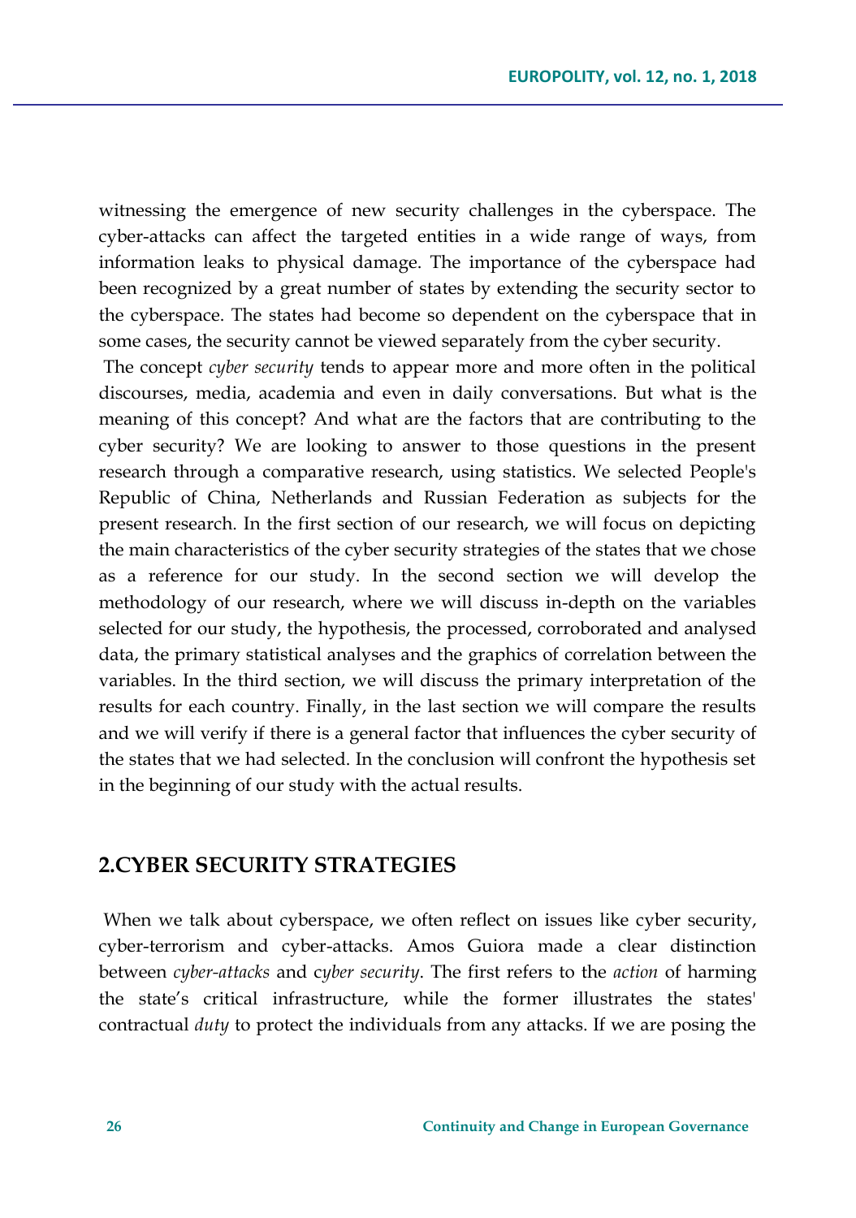witnessing the emergence of new security challenges in the cyberspace. The cyber-attacks can affect the targeted entities in a wide range of ways, from information leaks to physical damage. The importance of the cyberspace had been recognized by a great number of states by extending the security sector to the cyberspace. The states had become so dependent on the cyberspace that in some cases, the security cannot be viewed separately from the cyber security.

The concept *cyber security* tends to appear more and more often in the political discourses, media, academia and even in daily conversations. But what is the meaning of this concept? And what are the factors that are contributing to the cyber security? We are looking to answer to those questions in the present research through a comparative research, using statistics. We selected People's Republic of China, Netherlands and Russian Federation as subjects for the present research. In the first section of our research, we will focus on depicting the main characteristics of the cyber security strategies of the states that we chose as a reference for our study. In the second section we will develop the methodology of our research, where we will discuss in-depth on the variables selected for our study, the hypothesis, the processed, corroborated and analysed data, the primary statistical analyses and the graphics of correlation between the variables. In the third section, we will discuss the primary interpretation of the results for each country. Finally, in the last section we will compare the results and we will verify if there is a general factor that influences the cyber security of the states that we had selected. In the conclusion will confront the hypothesis set in the beginning of our study with the actual results.

## 2.CYBER SECURITY STRATEGIES

When we talk about cyberspace, we often reflect on issues like cyber security, cyber-terrorism and cyber-attacks. Amos Guiora made a clear distinction between *cyber-attacks* and c*yber security*. The first refers to the *action* of harming the state's critical infrastructure, while the former illustrates the states' contractual *duty* to protect the individuals from any attacks. If we are posing the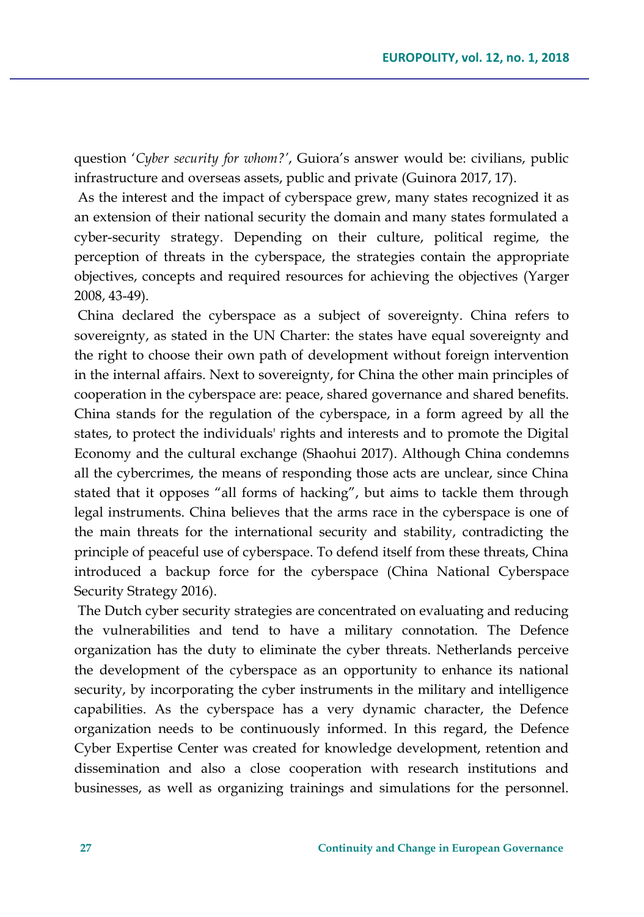question '*Cyber security for whom?'*, Guiora's answer would be: civilians, public infrastructure and overseas assets, public and private (Guinora 2017, 17).

As the interest and the impact of cyberspace grew, many states recognized it as an extension of their national security the domain and many states formulated a cyber-security strategy. Depending on their culture, political regime, the perception of threats in the cyberspace, the strategies contain the appropriate objectives, concepts and required resources for achieving the objectives (Yarger 2008, 43-49).

China declared the cyberspace as a subject of sovereignty. China refers to sovereignty, as stated in the UN Charter: the states have equal sovereignty and the right to choose their own path of development without foreign intervention in the internal affairs. Next to sovereignty, for China the other main principles of cooperation in the cyberspace are: peace, shared governance and shared benefits. China stands for the regulation of the cyberspace, in a form agreed by all the states, to protect the individuals' rights and interests and to promote the Digital Economy and the cultural exchange (Shaohui 2017). Although China condemns all the cybercrimes, the means of responding those acts are unclear, since China stated that it opposes "all forms of hacking", but aims to tackle them through legal instruments. China believes that the arms race in the cyberspace is one of the main threats for the international security and stability, contradicting the principle of peaceful use of cyberspace. To defend itself from these threats, China introduced a backup force for the cyberspace (China National Cyberspace Security Strategy 2016).

The Dutch cyber security strategies are concentrated on evaluating and reducing the vulnerabilities and tend to have a military connotation. The Defence organization has the duty to eliminate the cyber threats. Netherlands perceive the development of the cyberspace as an opportunity to enhance its national security, by incorporating the cyber instruments in the military and intelligence capabilities. As the cyberspace has a very dynamic character, the Defence organization needs to be continuously informed. In this regard, the Defence Cyber Expertise Center was created for knowledge development, retention and dissemination and also a close cooperation with research institutions and businesses, as well as organizing trainings and simulations for the personnel.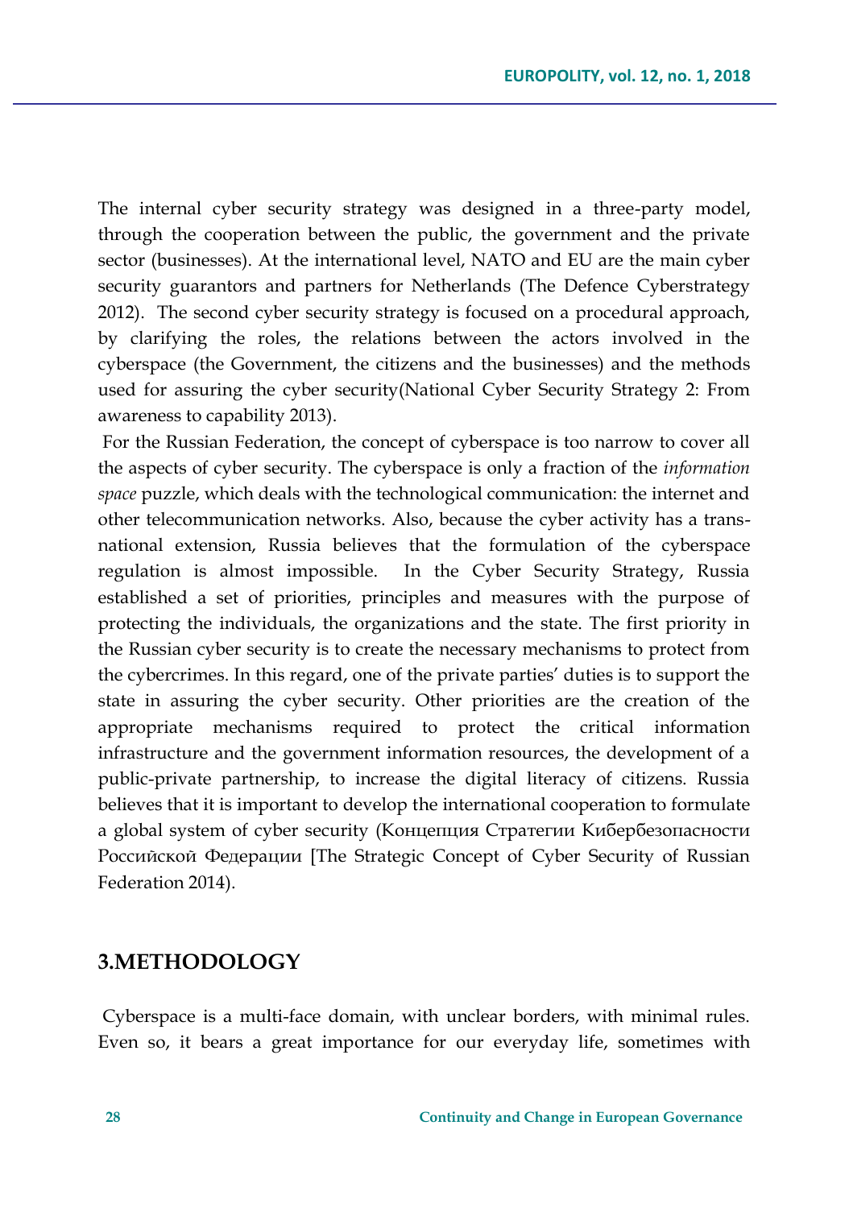The internal cyber security strategy was designed in a three-party model, through the cooperation between the public, the government and the private sector (businesses). At the international level, NATO and EU are the main cyber security guarantors and partners for Netherlands (The Defence Cyberstrategy 2012). The second cyber security strategy is focused on a procedural approach, by clarifying the roles, the relations between the actors involved in the cyberspace (the Government, the citizens and the businesses) and the methods used for assuring the cyber security(National Cyber Security Strategy 2: From awareness to capability 2013).

For the Russian Federation, the concept of cyberspace is too narrow to cover all the aspects of cyber security. The cyberspace is only a fraction of the *information space* puzzle, which deals with the technological communication: the internet and other telecommunication networks. Also, because the cyber activity has a trans-national extension, Russia believes that the formulation of the cyberspace regulation is almost impossible. In the Cyber Security Strategy, Russia established a set of priorities, principles and measures with the purpose of protecting the individuals, the organizations and the state. The first priority in the Russian cyber security is to create the necessary mechanisms to protect from the cybercrimes. In this regard, one of the private parties' duties is to support the state in assuring the cyber security. Other priorities are the creation of the appropriate mechanisms required to protect the critical information infrastructure and the government information resources, the development of a public-private partnership, to increase the digital literacy of citizens. Russia believes that it is important to develop the international cooperation to formulate a global system of cyber security (Концепция Стратегии Кибербезопасности Российской Федерации [The Strategic Concept of Cyber Security of Russian Federation 2014).

## 3.METHODOLOGY

Cyberspace is a multi-face domain, with unclear borders, with minimal rules. Even so, it bears a great importance for our everyday life, sometimes with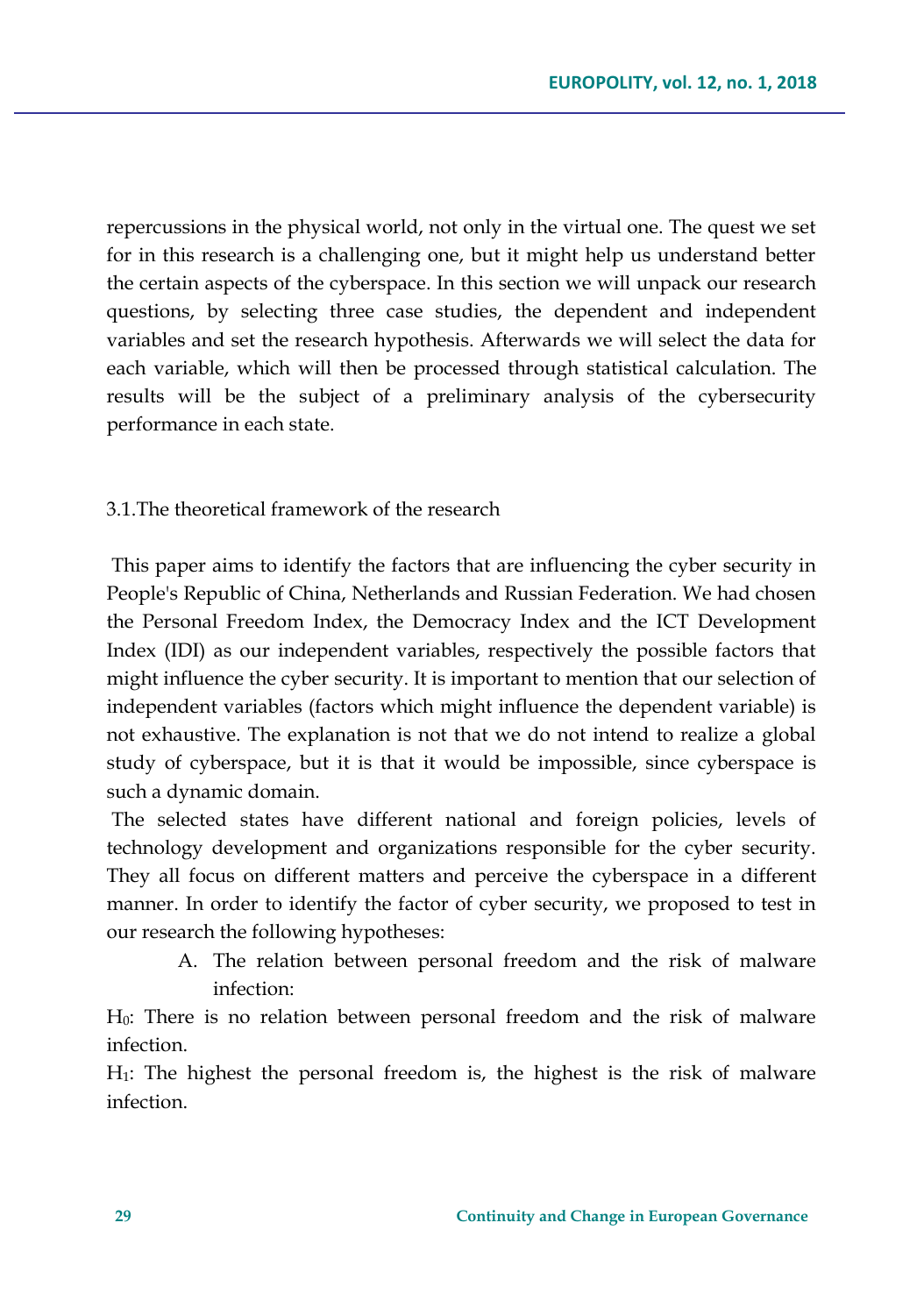repercussions in the physical world, not only in the virtual one. The quest we set for in this research is a challenging one, but it might help us understand better the certain aspects of the cyberspace. In this section we will unpack our research questions, by selecting three case studies, the dependent and independent variables and set the research hypothesis. Afterwards we will select the data for each variable, which will then be processed through statistical calculation. The results will be the subject of a preliminary analysis of the cybersecurity performance in each state.

### 3.1.The theoretical framework of the research

This paper aims to identify the factors that are influencing the cyber security in People's Republic of China, Netherlands and Russian Federation. We had chosen the Personal Freedom Index, the Democracy Index and the ICT Development Index (IDI) as our independent variables, respectively the possible factors that might influence the cyber security. It is important to mention that our selection of independent variables (factors which might influence the dependent variable) is not exhaustive. The explanation is not that we do not intend to realize a global study of cyberspace, but it is that it would be impossible, since cyberspace is such a dynamic domain.

The selected states have different national and foreign policies, levels of technology development and organizations responsible for the cyber security. They all focus on different matters and perceive the cyberspace in a different manner. In order to identify the factor of cyber security, we proposed to test in our research the following hypotheses:

A. The relation between personal freedom and the risk of malware infection:

$H_0$: There is no relation between personal freedom and the risk of malware infection.

$H_1$: The highest the personal freedom is, the highest is the risk of malware infection.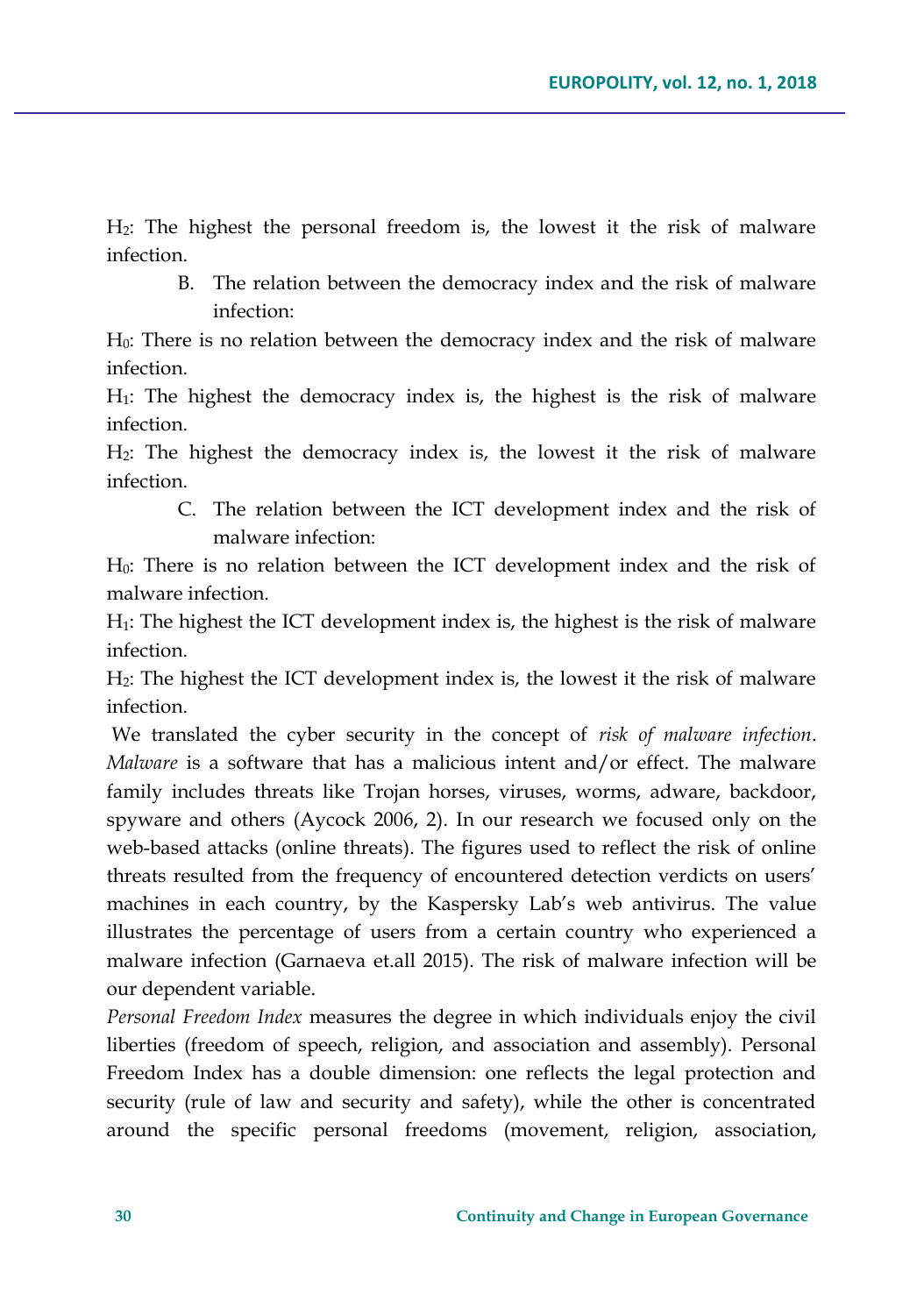$H_2$: The highest the personal freedom is, the lowest it the risk of malware infection.

B. The relation between the democracy index and the risk of malware infection:

$H_0$: There is no relation between the democracy index and the risk of malware infection.

$H_1$: The highest the democracy index is, the highest is the risk of malware infection.

$H_2$: The highest the democracy index is, the lowest it the risk of malware infection.

C. The relation between the ICT development index and the risk of malware infection:

$H_0$: There is no relation between the ICT development index and the risk of malware infection.

$H_1$: The highest the ICT development index is, the highest is the risk of malware infection.

$H_2$: The highest the ICT development index is, the lowest it the risk of malware infection.

We translated the cyber security in the concept of *risk of malware infection*. *Malware* is a software that has a malicious intent and/or effect. The malware family includes threats like Trojan horses, viruses, worms, adware, backdoor, spyware and others (Aycock 2006, 2). In our research we focused only on the web-based attacks (online threats). The figures used to reflect the risk of online threats resulted from the frequency of encountered detection verdicts on users' machines in each country, by the Kaspersky Lab's web antivirus. The value illustrates the percentage of users from a certain country who experienced a malware infection (Garnaeva et.all 2015). The risk of malware infection will be our dependent variable.

*Personal Freedom Index* measures the degree in which individuals enjoy the civil liberties (freedom of speech, religion, and association and assembly). Personal Freedom Index has a double dimension: one reflects the legal protection and security (rule of law and security and safety), while the other is concentrated around the specific personal freedoms (movement, religion, association,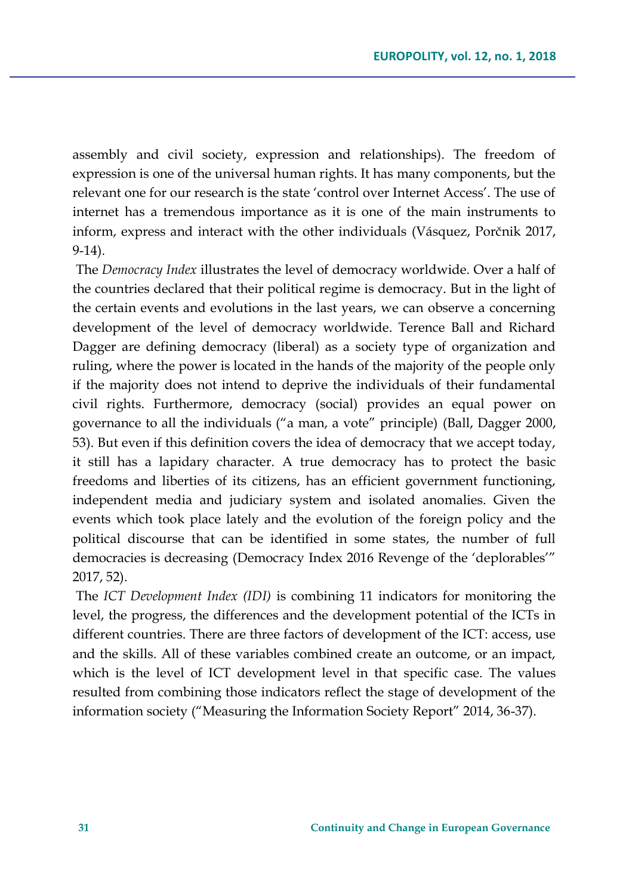assembly and civil society, expression and relationships). The freedom of expression is one of the universal human rights. It has many components, but the relevant one for our research is the state 'control over Internet Access'. The use of internet has a tremendous importance as it is one of the main instruments to inform, express and interact with the other individuals (Vásquez, Porčnik 2017, 9-14).

The *Democracy Index* illustrates the level of democracy worldwide. Over a half of the countries declared that their political regime is democracy. But in the light of the certain events and evolutions in the last years, we can observe a concerning development of the level of democracy worldwide. Terence Ball and Richard Dagger are defining democracy (liberal) as a society type of organization and ruling, where the power is located in the hands of the majority of the people only if the majority does not intend to deprive the individuals of their fundamental civil rights. Furthermore, democracy (social) provides an equal power on governance to all the individuals ("a man, a vote" principle) (Ball, Dagger 2000, 53). But even if this definition covers the idea of democracy that we accept today, it still has a lapidary character. A true democracy has to protect the basic freedoms and liberties of its citizens, has an efficient government functioning, independent media and judiciary system and isolated anomalies. Given the events which took place lately and the evolution of the foreign policy and the political discourse that can be identified in some states, the number of full democracies is decreasing (Democracy Index 2016 Revenge of the 'deplorables'" 2017, 52).

The *ICT Development Index (IDI)* is combining 11 indicators for monitoring the level, the progress, the differences and the development potential of the ICTs in different countries. There are three factors of development of the ICT: access, use and the skills. All of these variables combined create an outcome, or an impact, which is the level of ICT development level in that specific case. The values resulted from combining those indicators reflect the stage of development of the information society ("Measuring the Information Society Report" 2014, 36-37).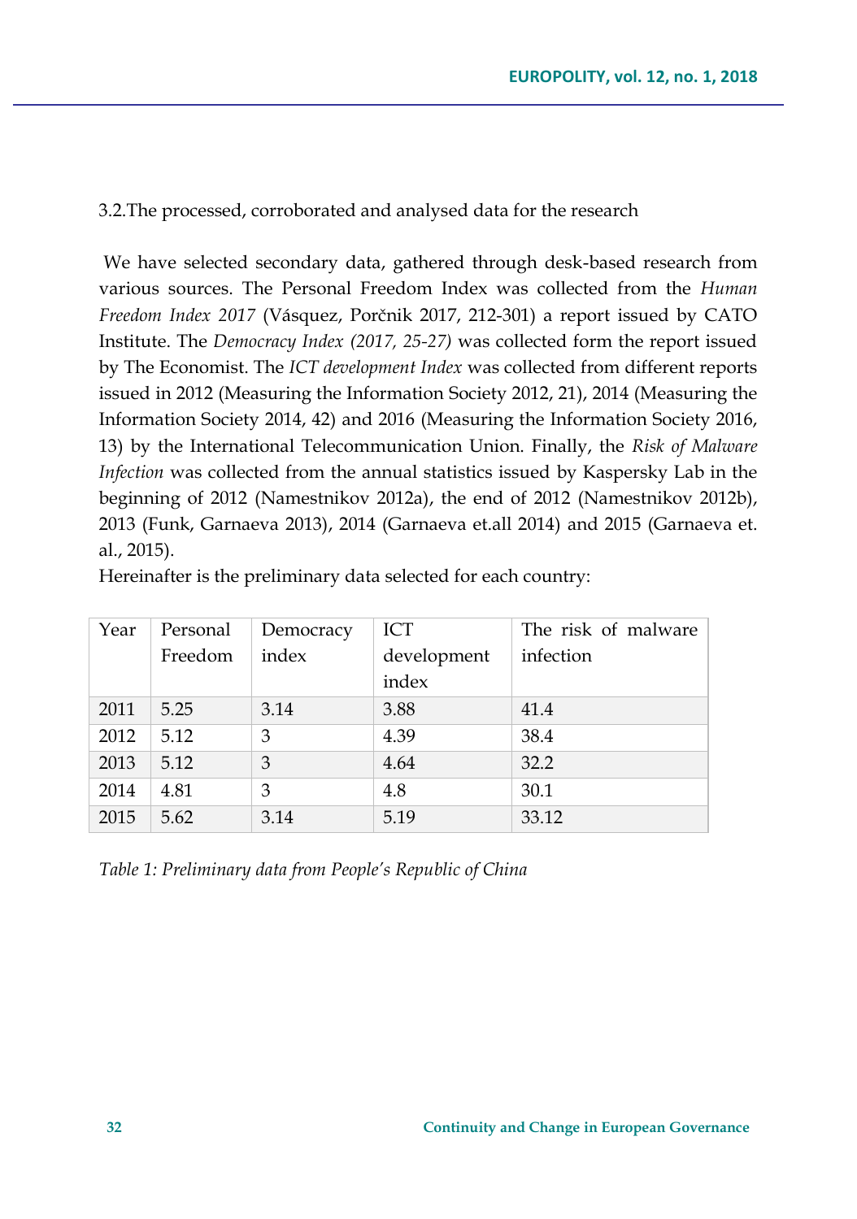### 3.2.The processed, corroborated and analysed data for the research

We have selected secondary data, gathered through desk-based research from various sources. The Personal Freedom Index was collected from the *Human Freedom Index 2017* (Vásquez, Porčnik 2017, 212-301) a report issued by CATO Institute. The *Democracy Index (2017, 25-27)* was collected form the report issued by The Economist. The *ICT development Index* was collected from different reports issued in 2012 (Measuring the Information Society 2012, 21), 2014 (Measuring the Information Society 2014, 42) and 2016 (Measuring the Information Society 2016, 13) by the International Telecommunication Union. Finally, the *Risk of Malware Infection* was collected from the annual statistics issued by Kaspersky Lab in the beginning of 2012 (Namestnikov 2012a), the end of 2012 (Namestnikov 2012b), 2013 (Funk, Garnaeva 2013), 2014 (Garnaeva et.all 2014) and 2015 (Garnaeva et. al., 2015).

Hereinafter is the preliminary data selected for each country:

| Year | Personal Freedom | Democracy index | ICT development index | The risk of malware infection |
|---|---|---|---|---|
| 2011 | 5.25 | 3.14 | 3.88 | 41.4 |
| 2012 | 5.12 | 3 | 4.39 | 38.4 |
| 2013 | 5.12 | 3 | 4.64 | 32.2 |
| 2014 | 4.81 | 3 | 4.8 | 30.1 |
| 2015 | 5.62 | 3.14 | 5.19 | 33.12 |

*Table 1: Preliminary data from People's Republic of China*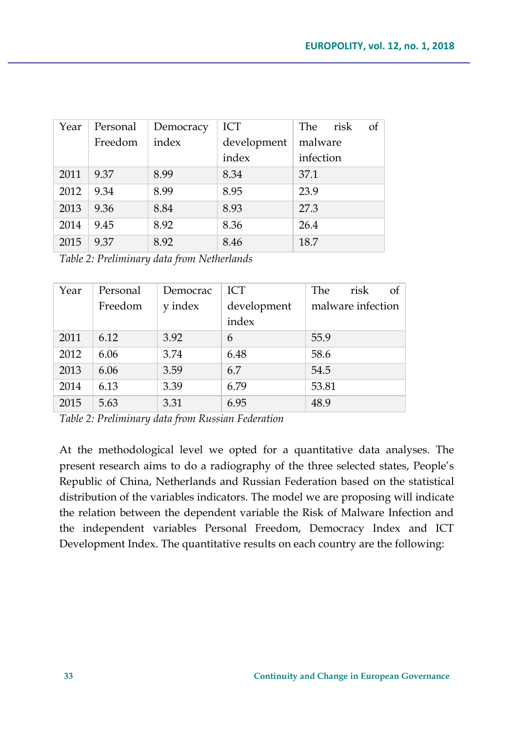| Year | Personal Freedom | Democracy index | ICT development index | The risk of malware infection |
|---|---|---|---|---|
| 2011 | 9.37 | 8.99 | 8.34 | 37.1 |
| 2012 | 9.34 | 8.99 | 8.95 | 23.9 |
| 2013 | 9.36 | 8.84 | 8.93 | 27.3 |
| 2014 | 9.45 | 8.92 | 8.36 | 26.4 |
| 2015 | 9.37 | 8.92 | 8.46 | 18.7 |

*Table 2: Preliminary data from Netherlands*

| Year | Personal Freedom | Democracy index | ICT development index | The risk of malware infection |
|---|---|---|---|---|
| 2011 | 6.12 | 3.92 | 6 | 55.9 |
| 2012 | 6.06 | 3.74 | 6.48 | 58.6 |
| 2013 | 6.06 | 3.59 | 6.7 | 54.5 |
| 2014 | 6.13 | 3.39 | 6.79 | 53.81 |
| 2015 | 5.63 | 3.31 | 6.95 | 48.9 |

*Table 2: Preliminary data from Russian Federation*

At the methodological level we opted for a quantitative data analyses. The present research aims to do a radiography of the three selected states, People's Republic of China, Netherlands and Russian Federation based on the statistical distribution of the variables indicators. The model we are proposing will indicate the relation between the dependent variable the Risk of Malware Infection and the independent variables Personal Freedom, Democracy Index and ICT Development Index. The quantitative results on each country are the following: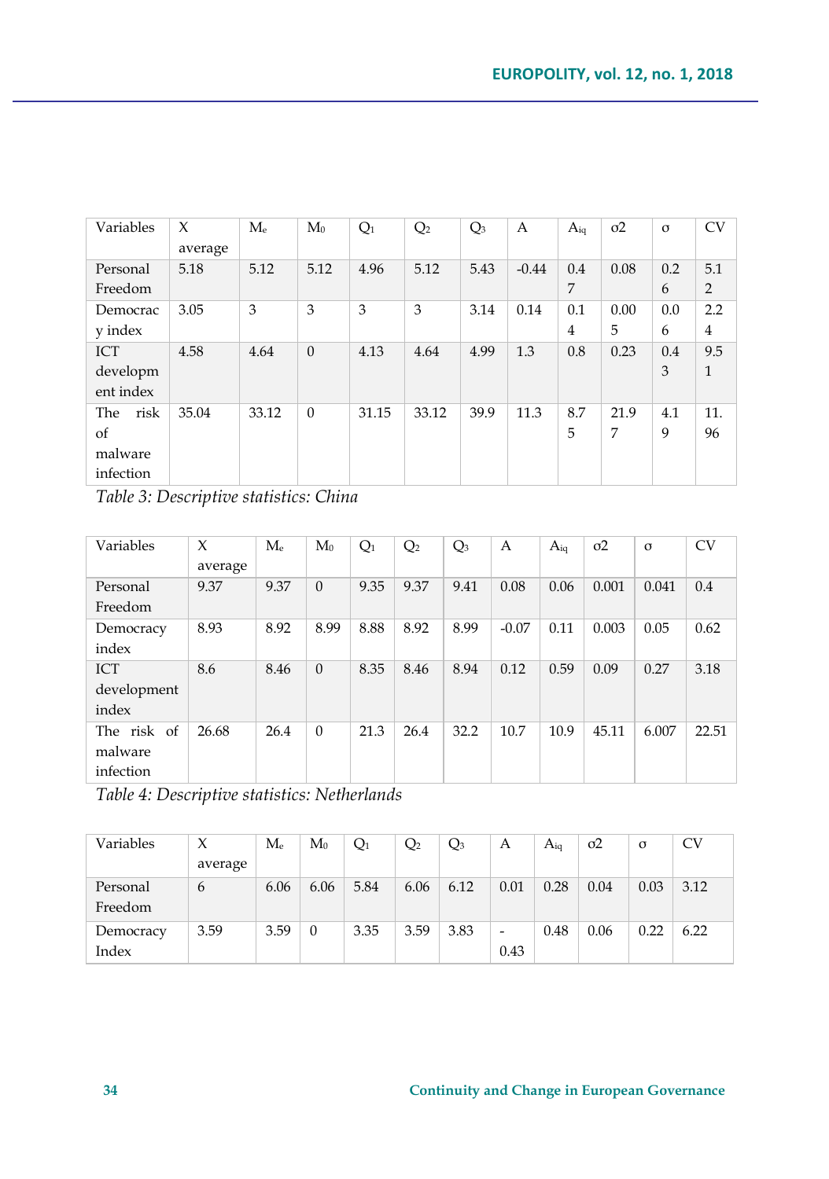| Variables | X average | $M_e$ | $M_0$ | $Q_1$ | $Q_2$ | $Q_3$ | A | $A_{iq}$ | σ2 | σ | CV |
|---|---|---|---|---|---|---|---|---|---|---|---|
| Personal Freedom | 5.18 | 5.12 | 5.12 | 4.96 | 5.12 | 5.43 | -0.44 | 0.47 | 0.08 | 0.26 | 5.12 |
| Democracy index | 3.05 | 3 | 3 | 3 | 3 | 3.14 | 0.14 | 0.14 | 0.005 | 0.06 | 2.24 |
| ICT development index | 4.58 | 4.64 | 0 | 4.13 | 4.64 | 4.99 | 1.3 | 0.8 | 0.23 | 0.43 | 9.51 |
| The risk of malware infection | 35.04 | 33.12 | 0 | 31.15 | 33.12 | 39.9 | 11.3 | 8.75 | 21.97 | 4.19 | 11.96 |

*Table 3: Descriptive statistics: China*

| Variables | X average | $M_e$ | $M_0$ | $Q_1$ | $Q_2$ | $Q_3$ | A | $A_{iq}$ | σ2 | σ | CV |
|---|---|---|---|---|---|---|---|---|---|---|---|
| Personal Freedom | 9.37 | 9.37 | 0 | 9.35 | 9.37 | 9.41 | 0.08 | 0.06 | 0.001 | 0.041 | 0.4 |
| Democracy index | 8.93 | 8.92 | 8.99 | 8.88 | 8.92 | 8.99 | -0.07 | 0.11 | 0.003 | 0.05 | 0.62 |
| ICT development index | 8.6 | 8.46 | 0 | 8.35 | 8.46 | 8.94 | 0.12 | 0.59 | 0.09 | 0.27 | 3.18 |
| The risk of malware infection | 26.68 | 26.4 | 0 | 21.3 | 26.4 | 32.2 | 10.7 | 10.9 | 45.11 | 6.007 | 22.51 |

*Table 4: Descriptive statistics: Netherlands*

| Variables | X average | $M_e$ | $M_0$ | $Q_1$ | $Q_2$ | $Q_3$ | A | $A_{iq}$ | σ2 | σ | CV |
|---|---|---|---|---|---|---|---|---|---|---|---|
| Personal Freedom | 6 | 6.06 | 6.06 | 5.84 | 6.06 | 6.12 | 0.01 | 0.28 | 0.04 | 0.03 | 3.12 |
| Democracy Index | 3.59 | 3.59 | 0 | 3.35 | 3.59 | 3.83 | -0.43 | 0.48 | 0.06 | 0.22 | 6.22 |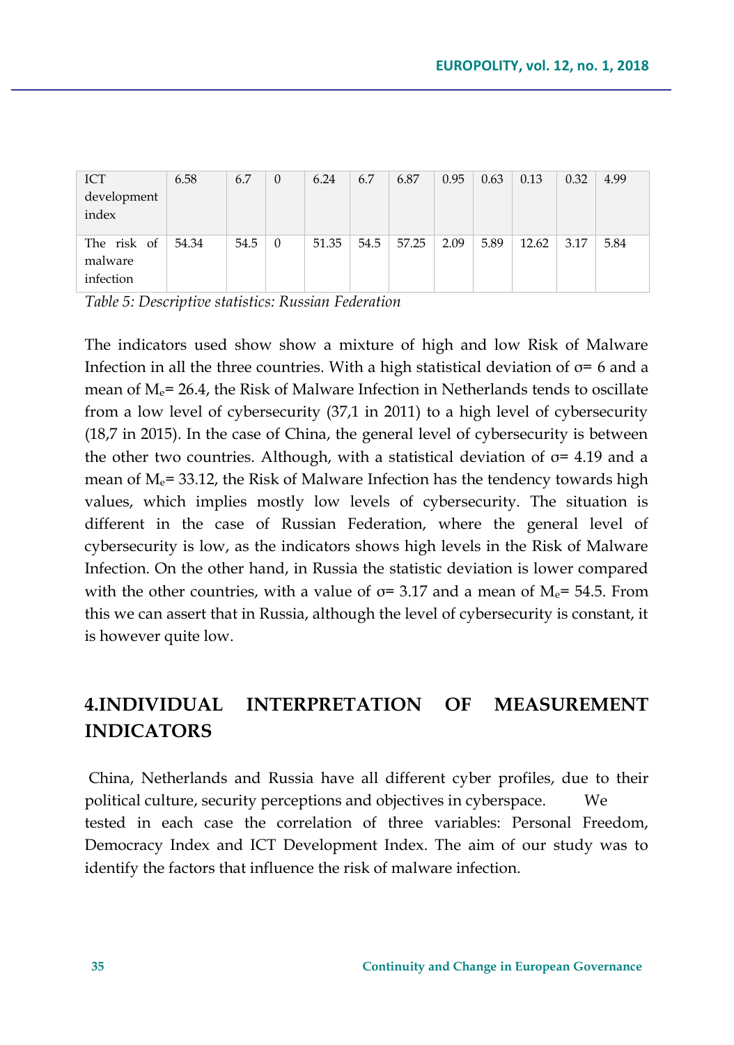| ICT development index | 6.58 | 6.7 | 0 | 6.24 | 6.7 | 6.87 | 0.95 | 0.63 | 0.13 | 0.32 | 4.99 |
|---|---|---|---|---|---|---|---|---|---|---|---|
| The risk of malware infection | 54.34 | 54.5 | 0 | 51.35 | 54.5 | 57.25 | 2.09 | 5.89 | 12.62 | 3.17 | 5.84 |

*Table 5: Descriptive statistics: Russian Federation*

The indicators used show show a mixture of high and low Risk of Malware Infection in all the three countries. With a high statistical deviation of σ= 6 and a mean of $M_e$= 26.4, the Risk of Malware Infection in Netherlands tends to oscillate from a low level of cybersecurity (37,1 in 2011) to a high level of cybersecurity (18,7 in 2015). In the case of China, the general level of cybersecurity is between the other two countries. Although, with a statistical deviation of σ= 4.19 and a mean of $M_e$= 33.12, the Risk of Malware Infection has the tendency towards high values, which implies mostly low levels of cybersecurity. The situation is different in the case of Russian Federation, where the general level of cybersecurity is low, as the indicators shows high levels in the Risk of Malware Infection. On the other hand, in Russia the statistic deviation is lower compared with the other countries, with a value of σ= 3.17 and a mean of $M_e$= 54.5. From this we can assert that in Russia, although the level of cybersecurity is constant, it is however quite low.

## 4.INDIVIDUAL INTERPRETATION OF MEASUREMENT INDICATORS

China, Netherlands and Russia have all different cyber profiles, due to their political culture, security perceptions and objectives in cyberspace. We tested in each case the correlation of three variables: Personal Freedom, Democracy Index and ICT Development Index. The aim of our study was to identify the factors that influence the risk of malware infection.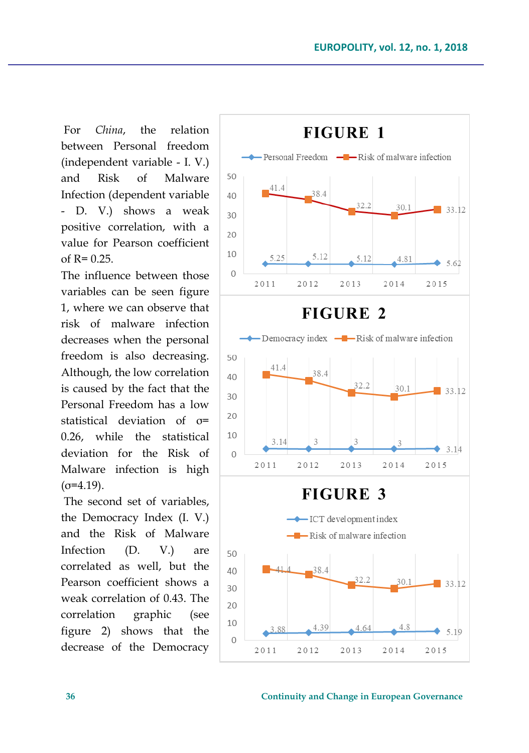For *China*, the relation between Personal freedom (independent variable - I. V.) and Risk of Malware Infection (dependent variable - D. V.) shows a weak positive correlation, with a value for Pearson coefficient of R= 0.25.

The influence between those variables can be seen figure 1, where we can observe that risk of malware infection decreases when the personal freedom is also decreasing. Although, the low correlation is caused by the fact that the Personal Freedom has a low statistical deviation of σ= 0.26, while the statistical deviation for the Risk of Malware infection is high (σ=4.19).

The second set of variables, the Democracy Index (I. V.) and the Risk of Malware Infection (D. V.) are correlated as well, but the Pearson coefficient shows a weak correlation of 0.43. The correlation graphic (see figure 2) shows that the decrease of the Democracy

**FIGURE 1**

| Year | Personal Freedom | Risk of malware infection |
|---|---|---|
| 2011 | 5.25 | 41.4 |
| 2012 | 5.12 | 38.4 |
| 2013 | 5.12 | 32.2 |
| 2014 | 4.81 | 30.1 |
| 2015 | 5.62 | 33.12 |

**FIGURE 2**

| Year | Democracy index | Risk of malware infection |
|---|---|---|
| 2011 | 3.14 | 41.4 |
| 2012 | 3 | 38.4 |
| 2013 | 3 | 32.2 |
| 2014 | 3 | 30.1 |
| 2015 | 3.14 | 33.12 |

**FIGURE 3**

| Year | ICT development index | Risk of malware infection |
|---|---|---|
| 2011 | 3.88 | 41.4 |
| 2012 | 4.39 | 38.4 |
| 2013 | 4.64 | 32.2 |
| 2014 | 4.8 | 30.1 |
| 2015 | 5.19 | 33.12 |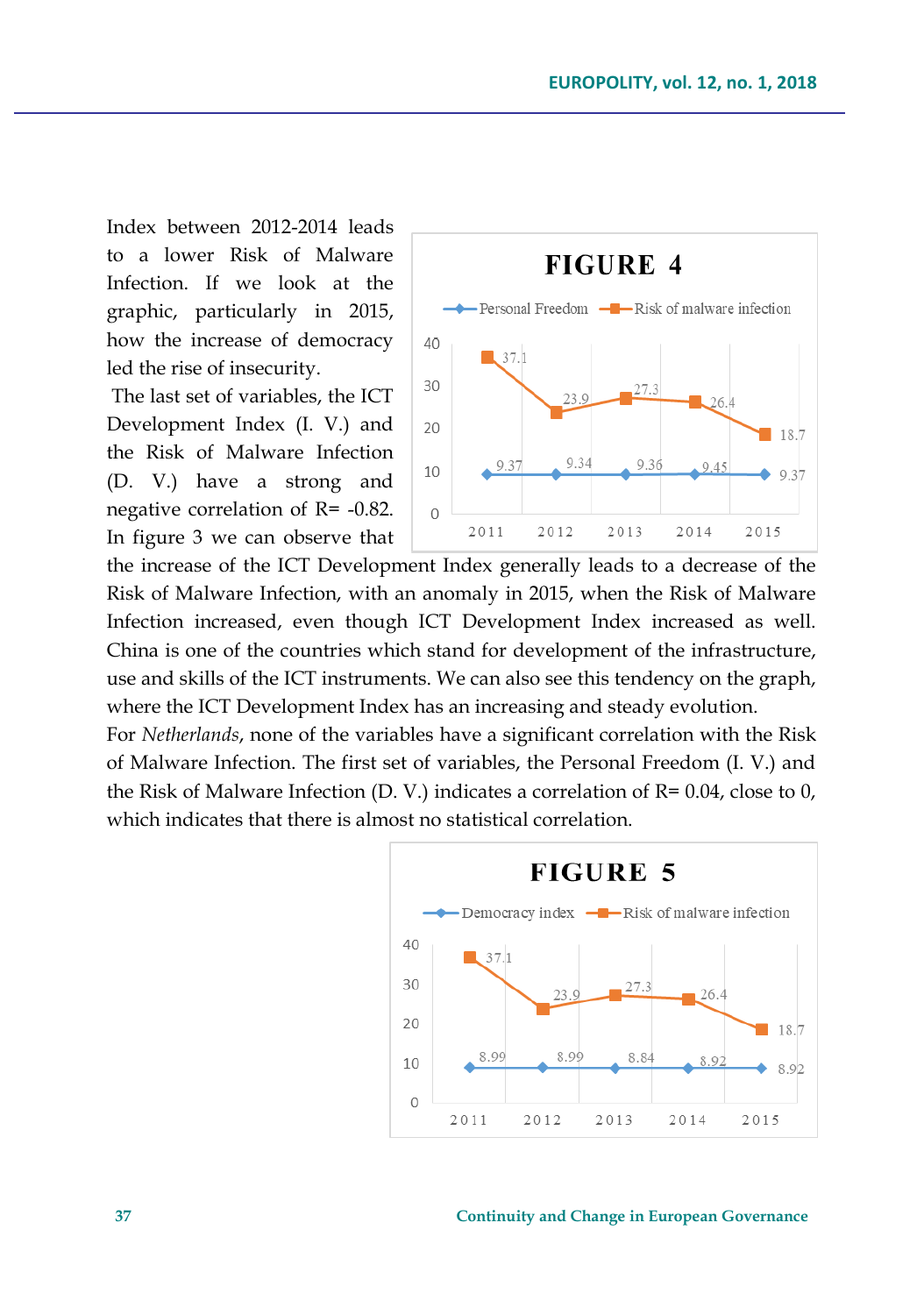Index between 2012-2014 leads to a lower Risk of Malware Infection. If we look at the graphic, particularly in 2015, how the increase of democracy led the rise of insecurity.

The last set of variables, the ICT Development Index (I. V.) and the Risk of Malware Infection (D. V.) have a strong and negative correlation of R= -0.82. In figure 3 we can observe that the increase of the ICT Development Index generally leads to a decrease of the Risk of Malware Infection, with an anomaly in 2015, when the Risk of Malware Infection increased, even though ICT Development Index increased as well. China is one of the countries which stand for development of the infrastructure, use and skills of the ICT instruments. We can also see this tendency on the graph, where the ICT Development Index has an increasing and steady evolution.

**FIGURE 4**

| | 2011 | 2012 | 2013 | 2014 | 2015 |
|---|---|---|---|---|---|
| Personal Freedom | 9.37 | 9.34 | 9.36 | 9.45 | 9.37 |
| Risk of malware infection | 37.1 | 23.9 | 27.3 | 26.4 | 18.7 |

For *Netherlands*, none of the variables have a significant correlation with the Risk of Malware Infection. The first set of variables, the Personal Freedom (I. V.) and the Risk of Malware Infection (D. V.) indicates a correlation of R= 0.04, close to 0, which indicates that there is almost no statistical correlation.

**FIGURE 5**

| | 2011 | 2012 | 2013 | 2014 | 2015 |
|---|---|---|---|---|---|
| Democracy index | 8.99 | 8.99 | 8.84 | 8.92 | 8.92 |
| Risk of malware infection | 37.1 | 23.9 | 27.3 | 26.4 | 18.7 |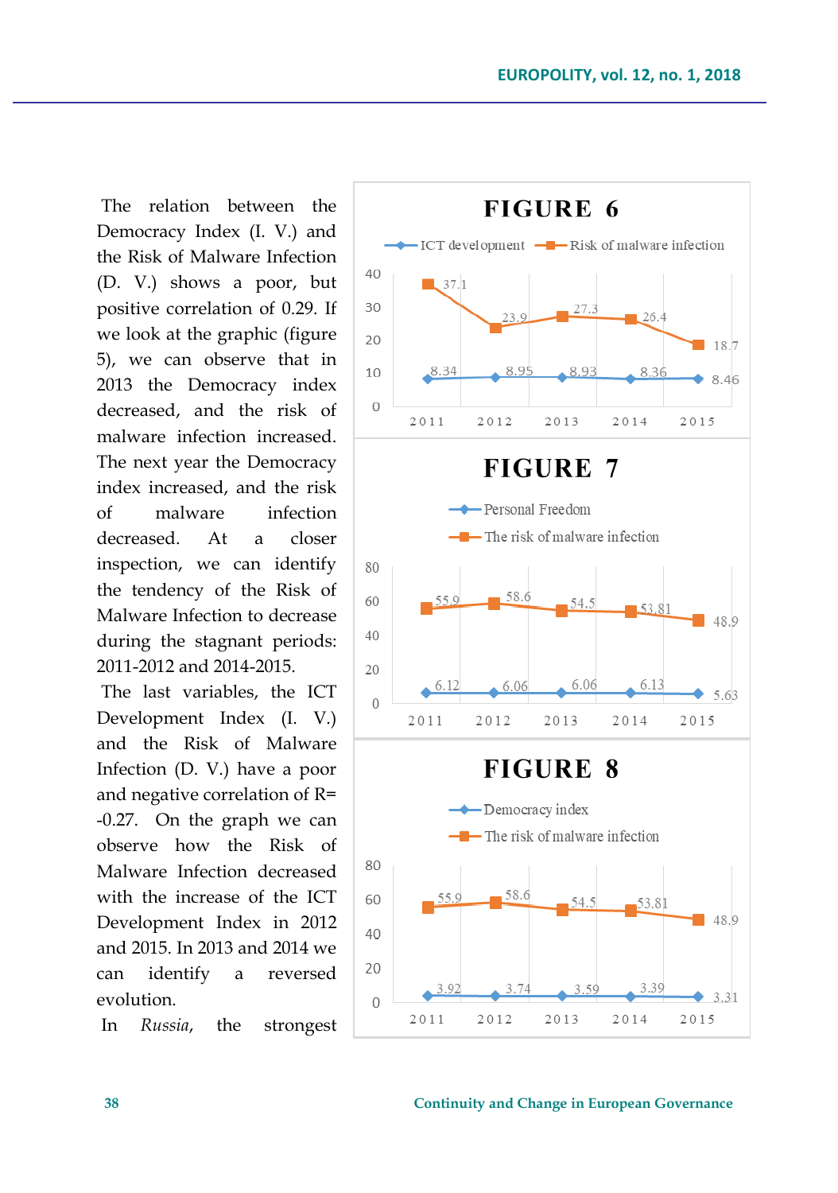The relation between the Democracy Index (I. V.) and the Risk of Malware Infection (D. V.) shows a poor, but positive correlation of 0.29. If we look at the graphic (figure 5), we can observe that in 2013 the Democracy index decreased, and the risk of malware infection increased. The next year the Democracy index increased, and the risk of malware infection decreased. At a closer inspection, we can identify the tendency of the Risk of Malware Infection to decrease during the stagnant periods: 2011-2012 and 2014-2015.

The last variables, the ICT Development Index (I. V.) and the Risk of Malware Infection (D. V.) have a poor and negative correlation of R= -0.27. On the graph we can observe how the Risk of Malware Infection decreased with the increase of the ICT Development Index in 2012 and 2015. In 2013 and 2014 we can identify a reversed evolution.

In *Russia*, the strongest

**FIGURE 6**

| | 2011 | 2012 | 2013 | 2014 | 2015 |
|---|---|---|---|---|---|
| ICT development | 8.34 | 8.95 | 8.93 | 8.36 | 8.46 |
| Risk of malware infection | 37.1 | 23.9 | 27.3 | 26.4 | 18.7 |

**FIGURE 7**

| | 2011 | 2012 | 2013 | 2014 | 2015 |
|---|---|---|---|---|---|
| Personal Freedom | 6.12 | 6.06 | 6.06 | 6.13 | 5.63 |
| The risk of malware infection | 55.9 | 58.6 | 54.5 | 53.81 | 48.9 |

**FIGURE 8**

| | 2011 | 2012 | 2013 | 2014 | 2015 |
|---|---|---|---|---|---|
| Democracy index | 3.92 | 3.74 | 3.59 | 3.39 | 3.31 |
| The risk of malware infection | 55.9 | 58.6 | 54.5 | 53.81 | 48.9 |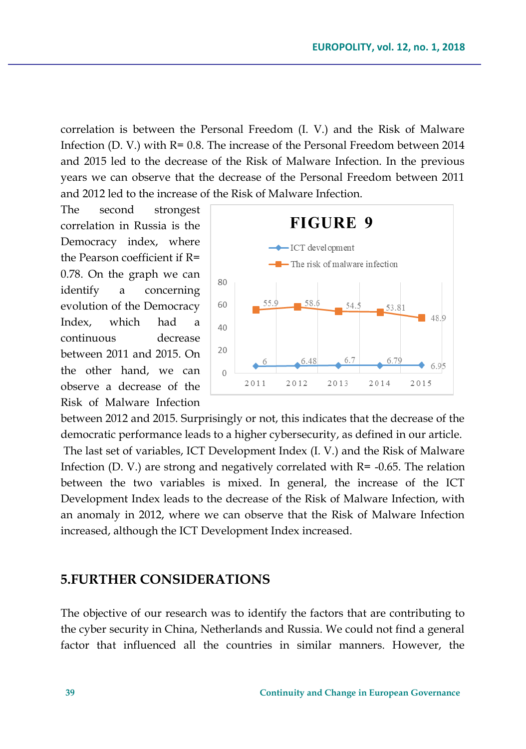correlation is between the Personal Freedom (I. V.) and the Risk of Malware Infection (D. V.) with R= 0.8. The increase of the Personal Freedom between 2014 and 2015 led to the decrease of the Risk of Malware Infection. In the previous years we can observe that the decrease of the Personal Freedom between 2011 and 2012 led to the increase of the Risk of Malware Infection.

The second strongest correlation in Russia is the Democracy index, where the Pearson coefficient if R= 0.78. On the graph we can identify a concerning evolution of the Democracy Index, which had a continuous decrease between 2011 and 2015. On the other hand, we can observe a decrease of the Risk of Malware Infection between 2012 and 2015. Surprisingly or not, this indicates that the decrease of the democratic performance leads to a higher cybersecurity, as defined in our article.

**FIGURE 9**

| | 2011 | 2012 | 2013 | 2014 | 2015 |
|---|---|---|---|---|---|
| ICT development | 6 | 6.48 | 6.7 | 6.79 | 6.95 |
| The risk of malware infection | 55.9 | 58.6 | 54.5 | 53.81 | 48.9 |

The last set of variables, ICT Development Index (I. V.) and the Risk of Malware Infection (D. V.) are strong and negatively correlated with R= -0.65. The relation between the two variables is mixed. In general, the increase of the ICT Development Index leads to the decrease of the Risk of Malware Infection, with an anomaly in 2012, where we can observe that the Risk of Malware Infection increased, although the ICT Development Index increased.

## 5.FURTHER CONSIDERATIONS

The objective of our research was to identify the factors that are contributing to the cyber security in China, Netherlands and Russia. We could not find a general factor that influenced all the countries in similar manners. However, the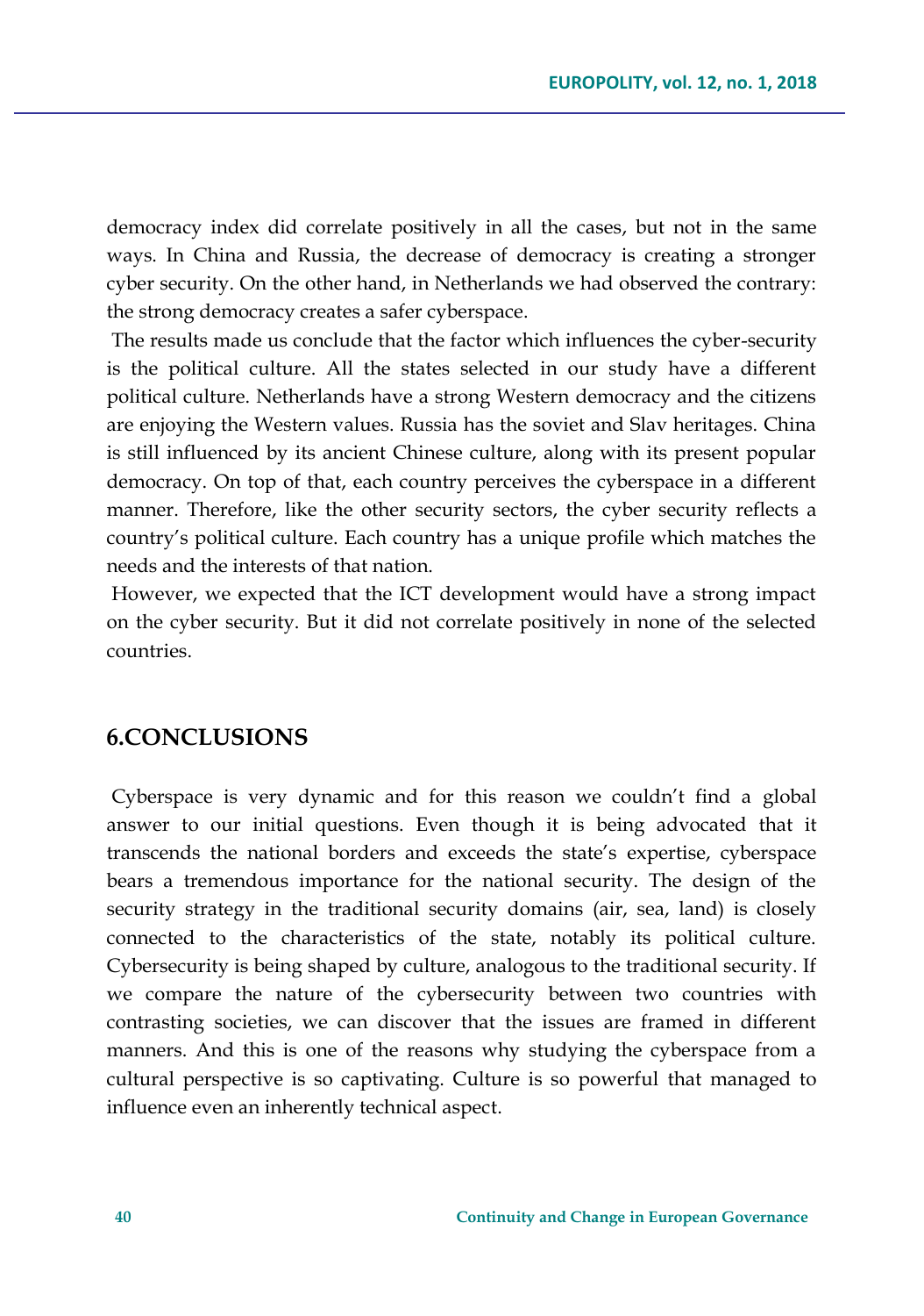democracy index did correlate positively in all the cases, but not in the same ways. In China and Russia, the decrease of democracy is creating a stronger cyber security. On the other hand, in Netherlands we had observed the contrary: the strong democracy creates a safer cyberspace.

The results made us conclude that the factor which influences the cyber-security is the political culture. All the states selected in our study have a different political culture. Netherlands have a strong Western democracy and the citizens are enjoying the Western values. Russia has the soviet and Slav heritages. China is still influenced by its ancient Chinese culture, along with its present popular democracy. On top of that, each country perceives the cyberspace in a different manner. Therefore, like the other security sectors, the cyber security reflects a country's political culture. Each country has a unique profile which matches the needs and the interests of that nation.

However, we expected that the ICT development would have a strong impact on the cyber security. But it did not correlate positively in none of the selected countries.

## 6.CONCLUSIONS

Cyberspace is very dynamic and for this reason we couldn't find a global answer to our initial questions. Even though it is being advocated that it transcends the national borders and exceeds the state's expertise, cyberspace bears a tremendous importance for the national security. The design of the security strategy in the traditional security domains (air, sea, land) is closely connected to the characteristics of the state, notably its political culture. Cybersecurity is being shaped by culture, analogous to the traditional security. If we compare the nature of the cybersecurity between two countries with contrasting societies, we can discover that the issues are framed in different manners. And this is one of the reasons why studying the cyberspace from a cultural perspective is so captivating. Culture is so powerful that managed to influence even an inherently technical aspect.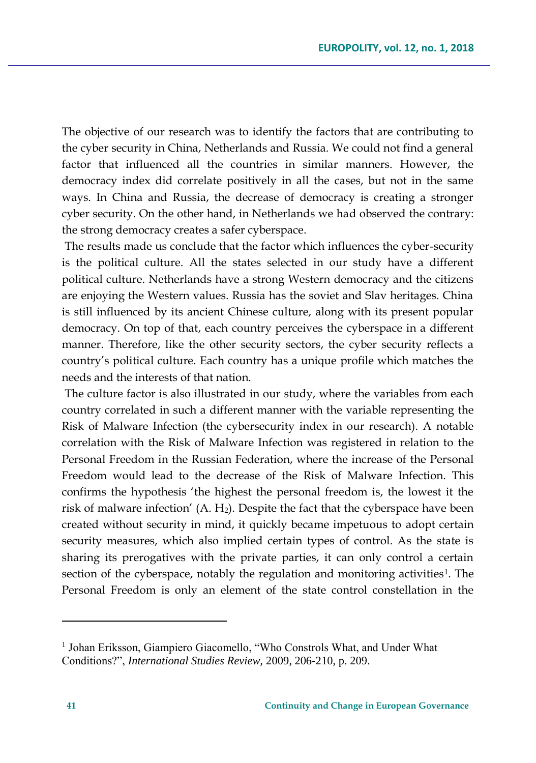The objective of our research was to identify the factors that are contributing to the cyber security in China, Netherlands and Russia. We could not find a general factor that influenced all the countries in similar manners. However, the democracy index did correlate positively in all the cases, but not in the same ways. In China and Russia, the decrease of democracy is creating a stronger cyber security. On the other hand, in Netherlands we had observed the contrary: the strong democracy creates a safer cyberspace.

The results made us conclude that the factor which influences the cyber-security is the political culture. All the states selected in our study have a different political culture. Netherlands have a strong Western democracy and the citizens are enjoying the Western values. Russia has the soviet and Slav heritages. China is still influenced by its ancient Chinese culture, along with its present popular democracy. On top of that, each country perceives the cyberspace in a different manner. Therefore, like the other security sectors, the cyber security reflects a country's political culture. Each country has a unique profile which matches the needs and the interests of that nation.

The culture factor is also illustrated in our study, where the variables from each country correlated in such a different manner with the variable representing the Risk of Malware Infection (the cybersecurity index in our research). A notable correlation with the Risk of Malware Infection was registered in relation to the Personal Freedom in the Russian Federation, where the increase of the Personal Freedom would lead to the decrease of the Risk of Malware Infection. This confirms the hypothesis 'the highest the personal freedom is, the lowest it the risk of malware infection' (A. $H_2$). Despite the fact that the cyberspace have been created without security in mind, it quickly became impetuous to adopt certain security measures, which also implied certain types of control. As the state is sharing its prerogatives with the private parties, it can only control a certain section of the cyberspace, notably the regulation and monitoring activities[1]. The Personal Freedom is only an element of the state control constellation in the

[1] Johan Eriksson, Giampiero Giacomello, "Who Constrols What, and Under What Conditions?", *International Studies Review*, 2009, 206-210, p. 209.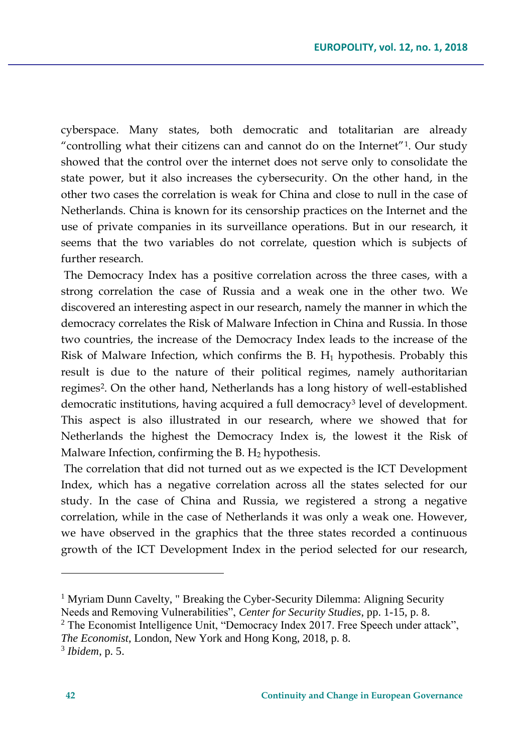cyberspace. Many states, both democratic and totalitarian are already "controlling what their citizens can and cannot do on the Internet"[1]. Our study showed that the control over the internet does not serve only to consolidate the state power, but it also increases the cybersecurity. On the other hand, in the other two cases the correlation is weak for China and close to null in the case of Netherlands. China is known for its censorship practices on the Internet and the use of private companies in its surveillance operations. But in our research, it seems that the two variables do not correlate, question which is subjects of further research.

The Democracy Index has a positive correlation across the three cases, with a strong correlation the case of Russia and a weak one in the other two. We discovered an interesting aspect in our research, namely the manner in which the democracy correlates the Risk of Malware Infection in China and Russia. In those two countries, the increase of the Democracy Index leads to the increase of the Risk of Malware Infection, which confirms the B. $H_1$ hypothesis. Probably this result is due to the nature of their political regimes, namely authoritarian regimes[2]. On the other hand, Netherlands has a long history of well-established democratic institutions, having acquired a full democracy[3] level of development. This aspect is also illustrated in our research, where we showed that for Netherlands the highest the Democracy Index is, the lowest it the Risk of Malware Infection, confirming the B. $H_2$ hypothesis.

The correlation that did not turned out as we expected is the ICT Development Index, which has a negative correlation across all the states selected for our study. In the case of China and Russia, we registered a strong a negative correlation, while in the case of Netherlands it was only a weak one. However, we have observed in the graphics that the three states recorded a continuous growth of the ICT Development Index in the period selected for our research,

---

[1] Myriam Dunn Cavelty, " Breaking the Cyber-Security Dilemma: Aligning Security Needs and Removing Vulnerabilities", *Center for Security Studies*, pp. 1-15, p. 8.

[2] The Economist Intelligence Unit, "Democracy Index 2017. Free Speech under attack", *The Economist*, London, New York and Hong Kong, 2018, p. 8.

[3] *Ibidem*, p. 5.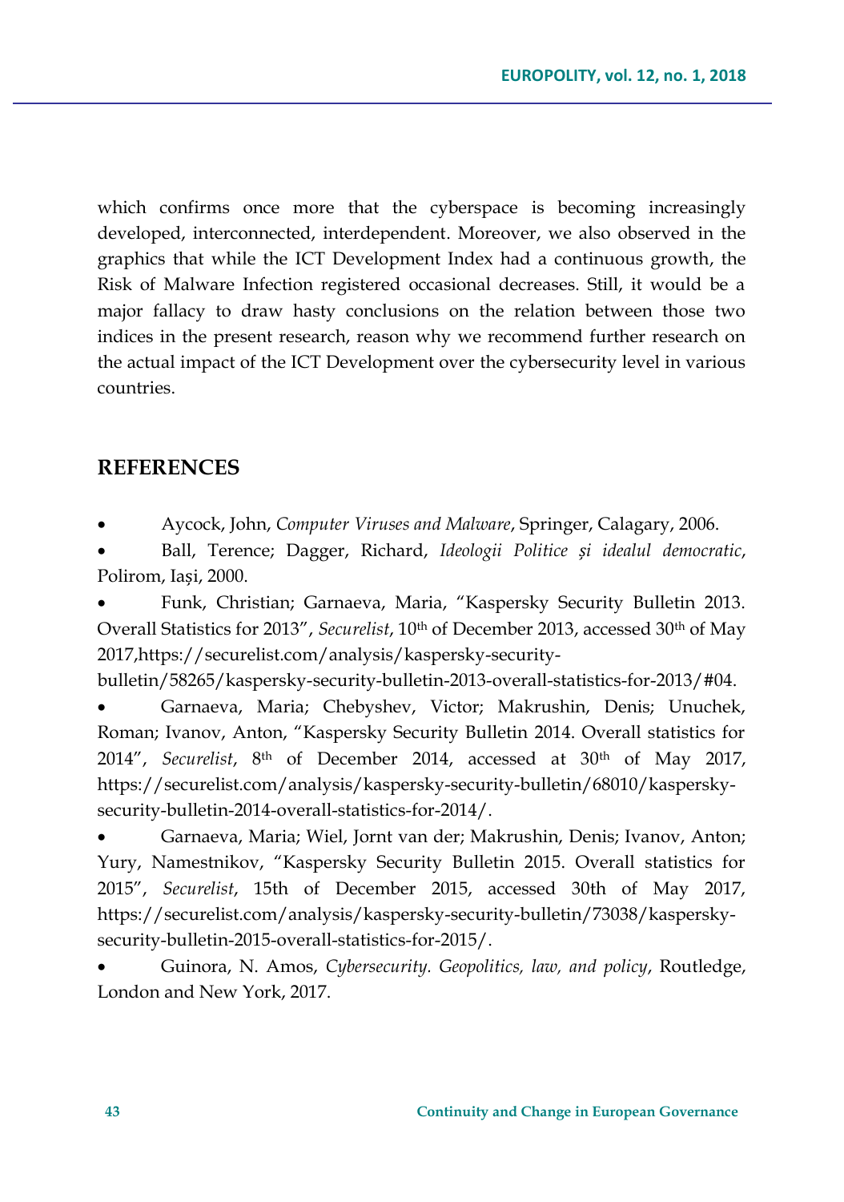which confirms once more that the cyberspace is becoming increasingly developed, interconnected, interdependent. Moreover, we also observed in the graphics that while the ICT Development Index had a continuous growth, the Risk of Malware Infection registered occasional decreases. Still, it would be a major fallacy to draw hasty conclusions on the relation between those two indices in the present research, reason why we recommend further research on the actual impact of the ICT Development over the cybersecurity level in various countries.

## REFERENCES

- Aycock, John, *Computer Viruses and Malware*, Springer, Calagary, 2006.
- Ball, Terence; Dagger, Richard, *Ideologii Politice și idealul democratic*, Polirom, Iași, 2000.
- Funk, Christian; Garnaeva, Maria, "Kaspersky Security Bulletin 2013. Overall Statistics for 2013", *Securelist*, 10th of December 2013, accessed 30th of May 2017,https://securelist.com/analysis/kaspersky-security-bulletin/58265/kaspersky-security-bulletin-2013-overall-statistics-for-2013/#04.
- Garnaeva, Maria; Chebyshev, Victor; Makrushin, Denis; Unuchek, Roman; Ivanov, Anton, "Kaspersky Security Bulletin 2014. Overall statistics for 2014", *Securelist*, 8th of December 2014, accessed at 30th of May 2017, https://securelist.com/analysis/kaspersky-security-bulletin/68010/kaspersky-security-bulletin-2014-overall-statistics-for-2014/.
- Garnaeva, Maria; Wiel, Jornt van der; Makrushin, Denis; Ivanov, Anton; Yury, Namestnikov, "Kaspersky Security Bulletin 2015. Overall statistics for 2015", *Securelist*, 15th of December 2015, accessed 30th of May 2017, https://securelist.com/analysis/kaspersky-security-bulletin/73038/kaspersky-security-bulletin-2015-overall-statistics-for-2015/.
- Guinora, N. Amos, *Cybersecurity. Geopolitics, law, and policy*, Routledge, London and New York, 2017.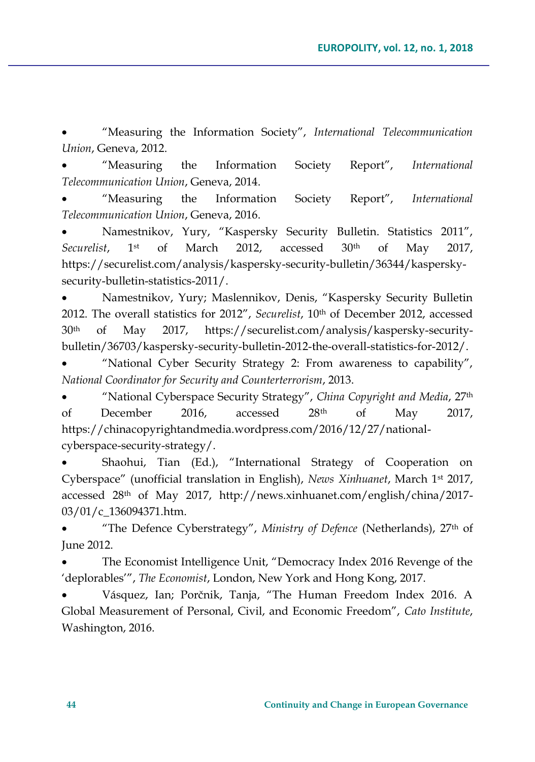- "Measuring the Information Society", *International Telecommunication Union*, Geneva, 2012.
- "Measuring the Information Society Report", *International Telecommunication Union*, Geneva, 2014.
- "Measuring the Information Society Report", *International Telecommunication Union*, Geneva, 2016.
- Namestnikov, Yury, "Kaspersky Security Bulletin. Statistics 2011", *Securelist*, 1st of March 2012, accessed 30th of May 2017, https://securelist.com/analysis/kaspersky-security-bulletin/36344/kaspersky-security-bulletin-statistics-2011/.
- Namestnikov, Yury; Maslennikov, Denis, "Kaspersky Security Bulletin 2012. The overall statistics for 2012", *Securelist*, 10th of December 2012, accessed 30th of May 2017, https://securelist.com/analysis/kaspersky-security-bulletin/36703/kaspersky-security-bulletin-2012-the-overall-statistics-for-2012/.
- "National Cyber Security Strategy 2: From awareness to capability", *National Coordinator for Security and Counterterrorism*, 2013.
- "National Cyberspace Security Strategy", *China Copyright and Media*, 27th of December 2016, accessed 28th of May 2017, https://chinacopyrightandmedia.wordpress.com/2016/12/27/national-cyberspace-security-strategy/.
- Shaohui, Tian (Ed.), "International Strategy of Cooperation on Cyberspace" (unofficial translation in English), *News Xinhuanet*, March 1st 2017, accessed 28th of May 2017, http://news.xinhuanet.com/english/china/2017-03/01/c_136094371.htm.
- "The Defence Cyberstrategy", *Ministry of Defence* (Netherlands), 27th of June 2012.
- The Economist Intelligence Unit, "Democracy Index 2016 Revenge of the 'deplorables'", *The Economist*, London, New York and Hong Kong, 2017.
- Vásquez, Ian; Porčnik, Tanja, "The Human Freedom Index 2016. A Global Measurement of Personal, Civil, and Economic Freedom", *Cato Institute*, Washington, 2016.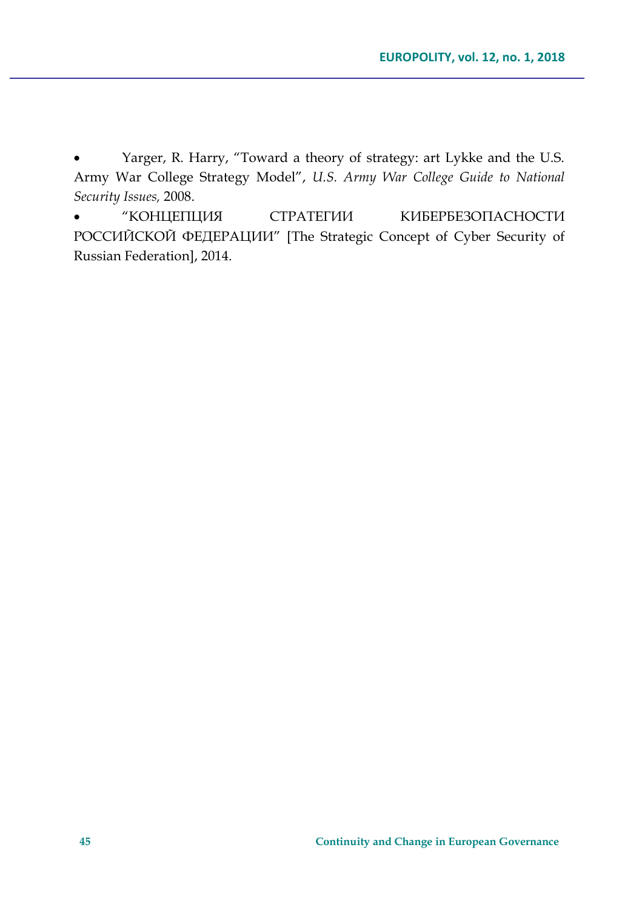- Yarger, R. Harry, "Toward a theory of strategy: art Lykke and the U.S. Army War College Strategy Model", *U.S. Army War College Guide to National Security Issues,* 2008.
- "КОНЦЕПЦИЯ СТРАТЕГИИ КИБЕРБЕЗОПАСНОСТИ РОССИЙСКОЙ ФЕДЕРАЦИИ" [The Strategic Concept of Cyber Security of Russian Federation], 2014.